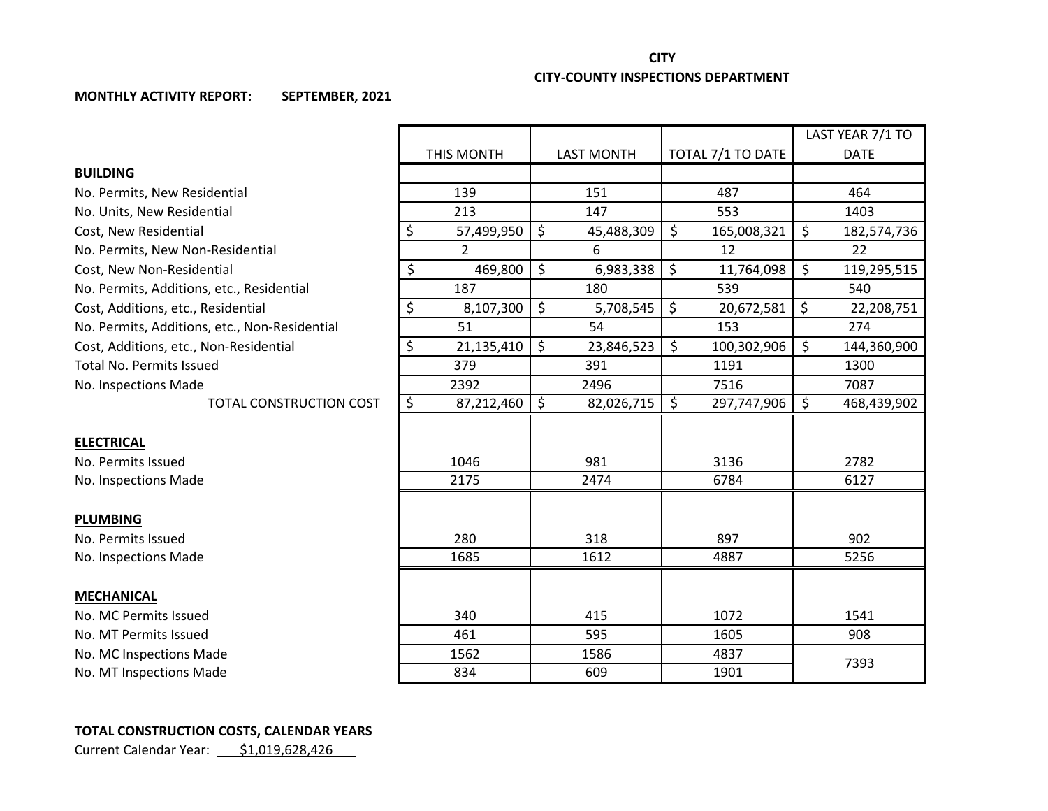**CITY**

**CITY-COUNTY INSPECTIONS DEPARTMENT**

**MONTHLY ACTIVITY REPORT: SEPTEMBER, 2021**

| | THIS MONTH | LAST MONTH | TOTAL 7/1 TO DATE | LAST YEAR 7/1 TO DATE |
|---|---|---|---|---|
| **BUILDING** | | | | |
| No. Permits, New Residential | 139 | 151 | 487 | 464 |
| No. Units, New Residential | 213 | 147 | 553 | 1403 |
| Cost, New Residential | $ 57,499,950 | $ 45,488,309 | $ 165,008,321 | $ 182,574,736 |
| No. Permits, New Non-Residential | 2 | 6 | 12 | 22 |
| Cost, New Non-Residential | $ 469,800 | $ 6,983,338 | $ 11,764,098 | $ 119,295,515 |
| No. Permits, Additions, etc., Residential | 187 | 180 | 539 | 540 |
| Cost, Additions, etc., Residential | $ 8,107,300 | $ 5,708,545 | $ 20,672,581 | $ 22,208,751 |
| No. Permits, Additions, etc., Non-Residential | 51 | 54 | 153 | 274 |
| Cost, Additions, etc., Non-Residential | $ 21,135,410 | $ 23,846,523 | $ 100,302,906 | $ 144,360,900 |
| Total No. Permits Issued | 379 | 391 | 1191 | 1300 |
| No. Inspections Made | 2392 | 2496 | 7516 | 7087 |
| TOTAL CONSTRUCTION COST | $ 87,212,460 | $ 82,026,715 | $ 297,747,906 | $ 468,439,902 |
| **ELECTRICAL** | | | | |
| No. Permits Issued | 1046 | 981 | 3136 | 2782 |
| No. Inspections Made | 2175 | 2474 | 6784 | 6127 |
| **PLUMBING** | | | | |
| No. Permits Issued | 280 | 318 | 897 | 902 |
| No. Inspections Made | 1685 | 1612 | 4887 | 5256 |
| **MECHANICAL** | | | | |
| No. MC Permits Issued | 340 | 415 | 1072 | 1541 |
| No. MT Permits Issued | 461 | 595 | 1605 | 908 |
| No. MC Inspections Made | 1562 | 1586 | 4837 | 7393 |
| No. MT Inspections Made | 834 | 609 | 1901 | |

**TOTAL CONSTRUCTION COSTS, CALENDAR YEARS**

Current Calendar Year: $1,019,628,426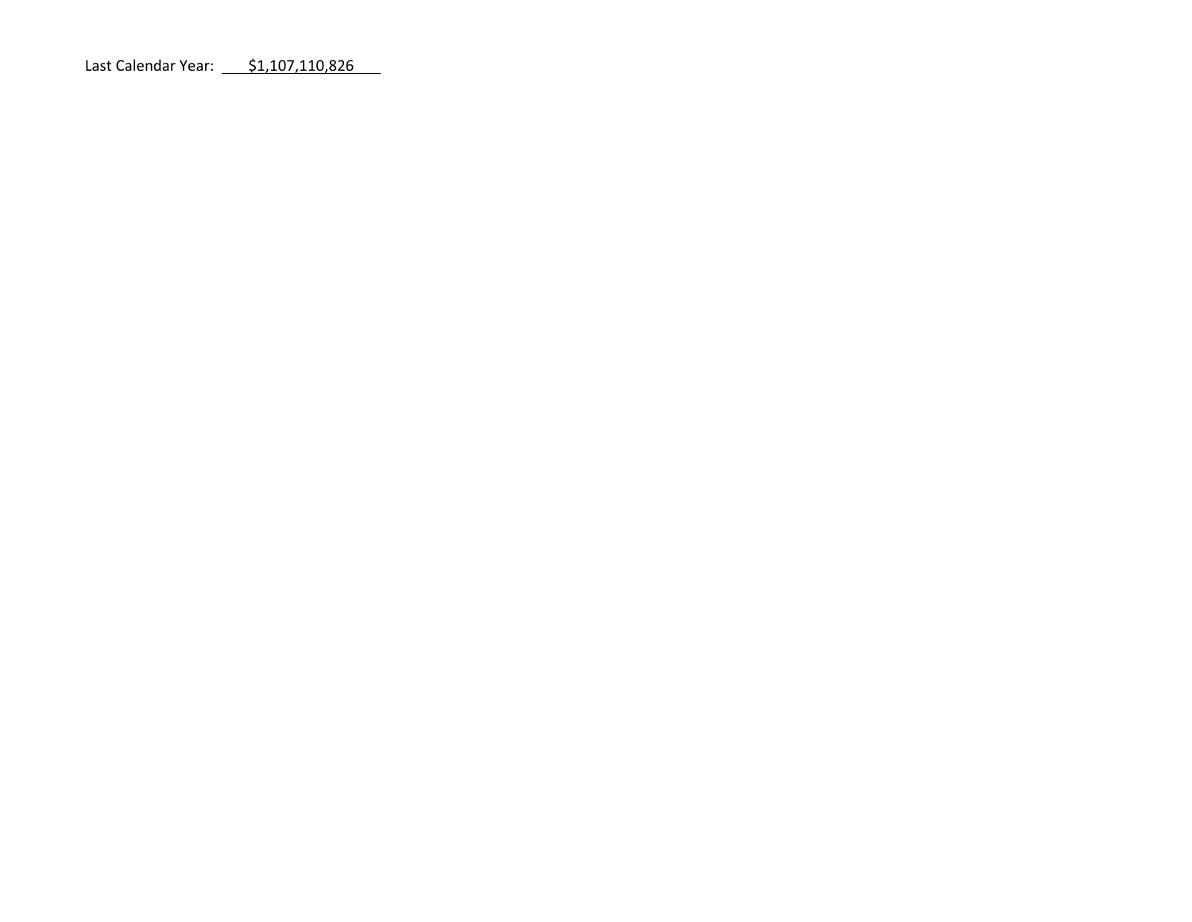Last Calendar Year: $1,107,110,826